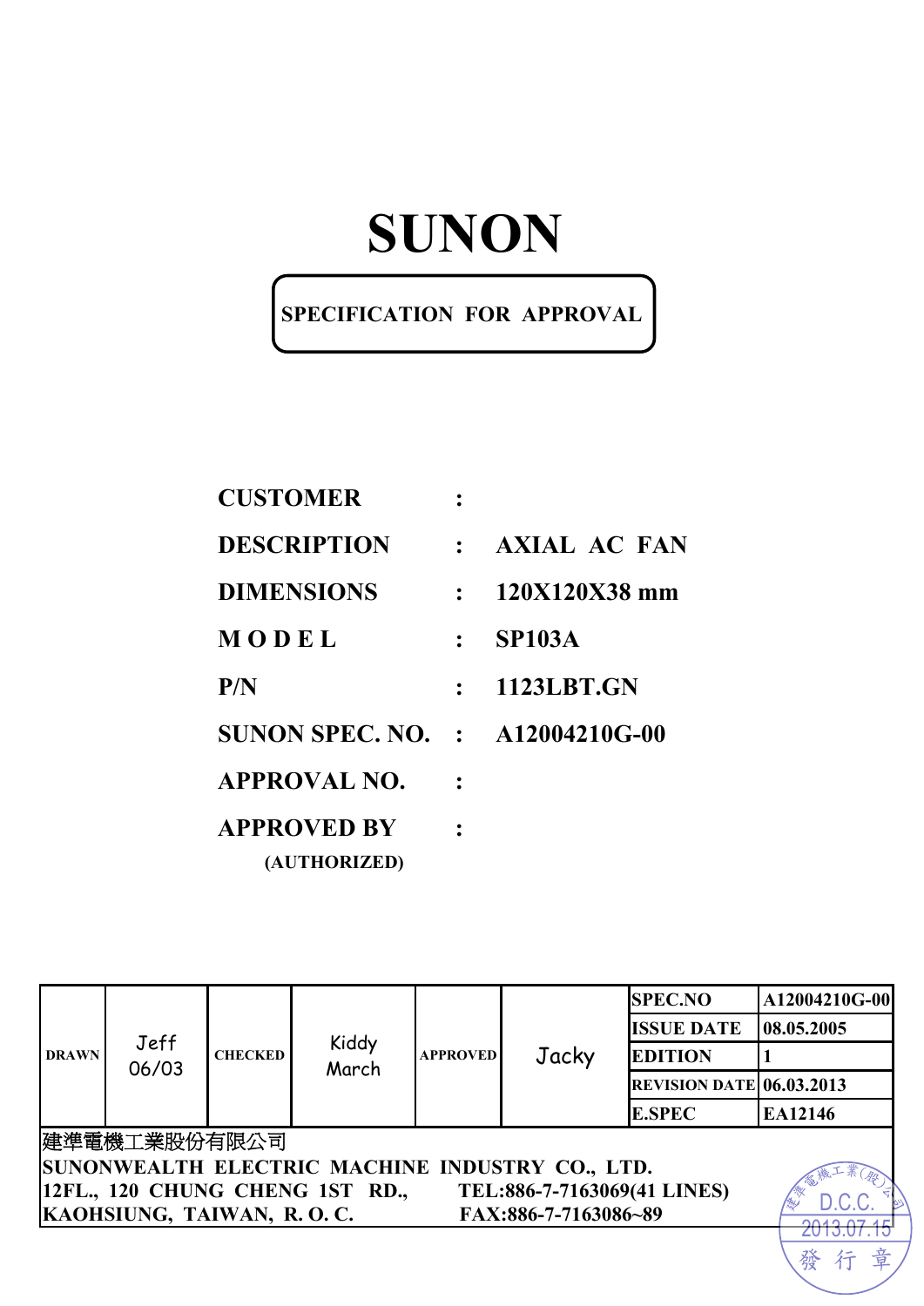# SUNON

**SPECIFICATION FOR APPROVAL**

| | | |
|---|---|---|
| **CUSTOMER** | : | |
| **DESCRIPTION** | : | **AXIAL AC FAN** |
| **DIMENSIONS** | : | **120X120X38 mm** |
| **MODEL** | : | **SP103A** |
| **P/N** | : | **1123LBT.GN** |
| **SUNON SPEC. NO.** | : | **A12004210G-00** |
| **APPROVAL NO.** | : | |
| **APPROVED BY (AUTHORIZED)** | : | |

| DRAWN | Jeff 06/03 | CHECKED | Kiddy March | APPROVED | Jacky | SPEC.NO | A12004210G-00 |
|---|---|---|---|---|---|---|---|
| | | | | | | ISSUE DATE | 08.05.2005 |
| | | | | | | EDITION | 1 |
| | | | | | | REVISION DATE | 06.03.2013 |
| | | | | | | E.SPEC | EA12146 |

建準電機工業股份有限公司
**SUNONWEALTH ELECTRIC MACHINE INDUSTRY CO., LTD.**
**12FL., 120 CHUNG CHENG 1ST RD., TEL:886-7-7163069(41 LINES)**
**KAOHSIUNG, TAIWAN, R. O. C. FAX:886-7-7163086~89**

建準電機工業(股)公司 D.C.C. 2013.07.15 發行章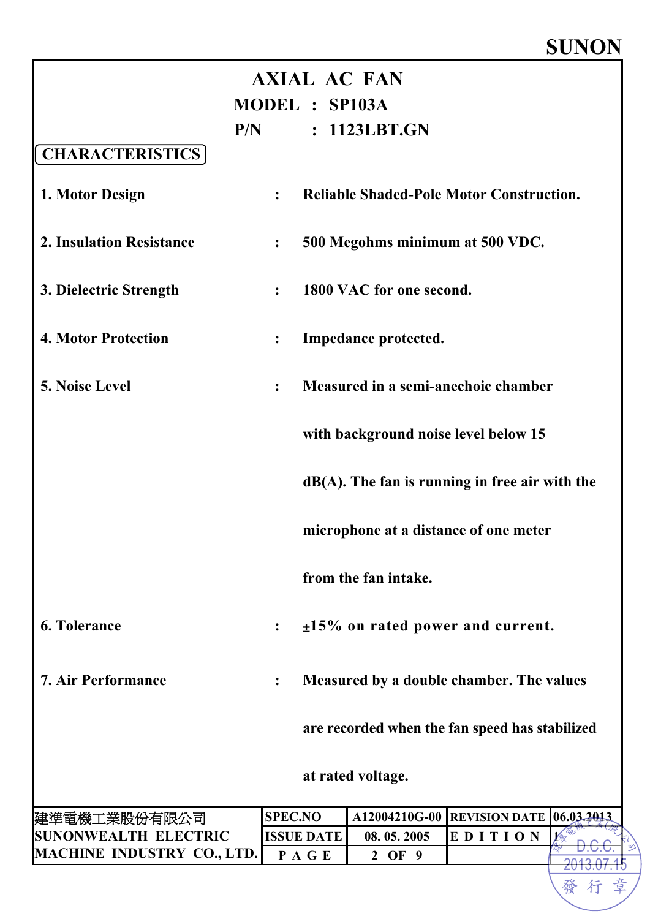SUNON

# AXIAL AC FAN

**MODEL : SP103A**

**P/N : 1123LBT.GN**

## CHARACTERISTICS

1. **Motor Design** : Reliable Shaded-Pole Motor Construction.

2. **Insulation Resistance** : 500 Megohms minimum at 500 VDC.

3. **Dielectric Strength** : 1800 VAC for one second.

4. **Motor Protection** : Impedance protected.

5. **Noise Level** : Measured in a semi-anechoic chamber with background noise level below 15 dB(A). The fan is running in free air with the microphone at a distance of one meter from the fan intake.

6. **Tolerance** : ±15% on rated power and current.

7. **Air Performance** : Measured by a double chamber. The values are recorded when the fan speed has stabilized at rated voltage.

| 建準電機工業股份有限公司 SUNONWEALTH ELECTRIC MACHINE INDUSTRY CO., LTD. | SPEC.NO | A12004210G-00 | REVISION DATE | 06.03.2013 |
|---|---|---|---|---|
| | ISSUE DATE | 08. 05. 2005 | EDITION | 1 |
| | PAGE | 2 OF 9 | | |

建準電機工業(股)公司 D.C.C. 2013.07.15 發行章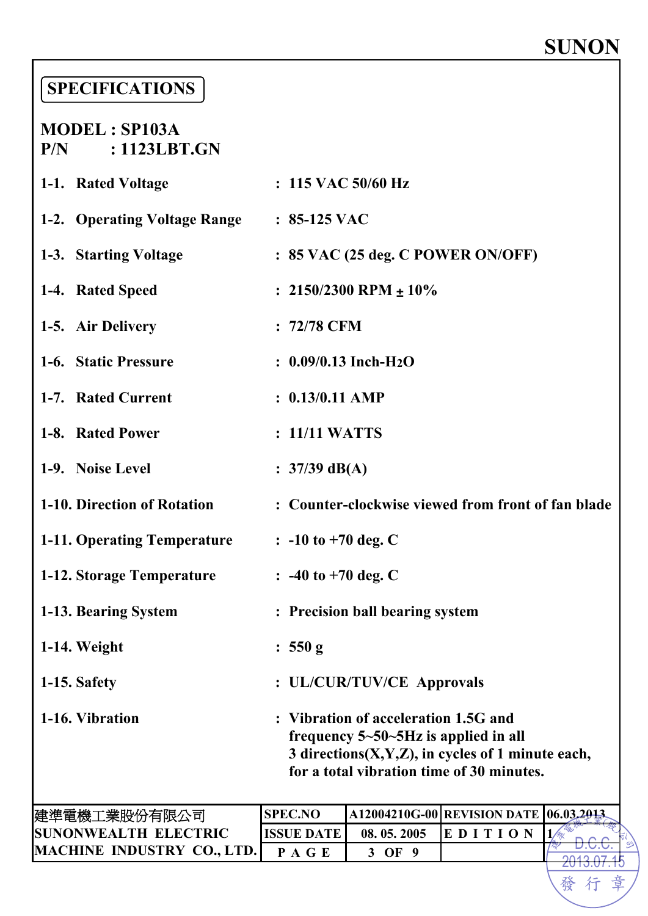SUNON

## SPECIFICATIONS

**MODEL : SP103A**
**P/N : 1123LBT.GN**

| | | |
|---|---|---|
| 1-1. Rated Voltage | : | 115 VAC 50/60 Hz |
| 1-2. Operating Voltage Range | : | 85-125 VAC |
| 1-3. Starting Voltage | : | 85 VAC (25 deg. C POWER ON/OFF) |
| 1-4. Rated Speed | : | 2150/2300 RPM ± 10% |
| 1-5. Air Delivery | : | 72/78 CFM |
| 1-6. Static Pressure | : | 0.09/0.13 Inch-$H_2O$ |
| 1-7. Rated Current | : | 0.13/0.11 AMP |
| 1-8. Rated Power | : | 11/11 WATTS |
| 1-9. Noise Level | : | 37/39 dB(A) |
| 1-10. Direction of Rotation | : | Counter-clockwise viewed from front of fan blade |
| 1-11. Operating Temperature | : | -10 to +70 deg. C |
| 1-12. Storage Temperature | : | -40 to +70 deg. C |
| 1-13. Bearing System | : | Precision ball bearing system |
| 1-14. Weight | : | 550 g |
| 1-15. Safety | : | UL/CUR/TUV/CE Approvals |
| 1-16. Vibration | : | Vibration of acceleration 1.5G and frequency 5~50~5Hz is applied in all 3 directions(X,Y,Z), in cycles of 1 minute each, for a total vibration time of 30 minutes. |

| 建準電機工業股份有限公司 SUNONWEALTH ELECTRIC MACHINE INDUSTRY CO., LTD. | SPEC.NO | A12004210G-00 | REVISION DATE | 06.03.2013 |
|---|---|---|---|---|
| | ISSUE DATE | 08. 05. 2005 | EDITION | 1 |
| | PAGE | 3 OF 9 | | |

建準電機工業(股)公司 D.C.C. 2013.07.15 發行章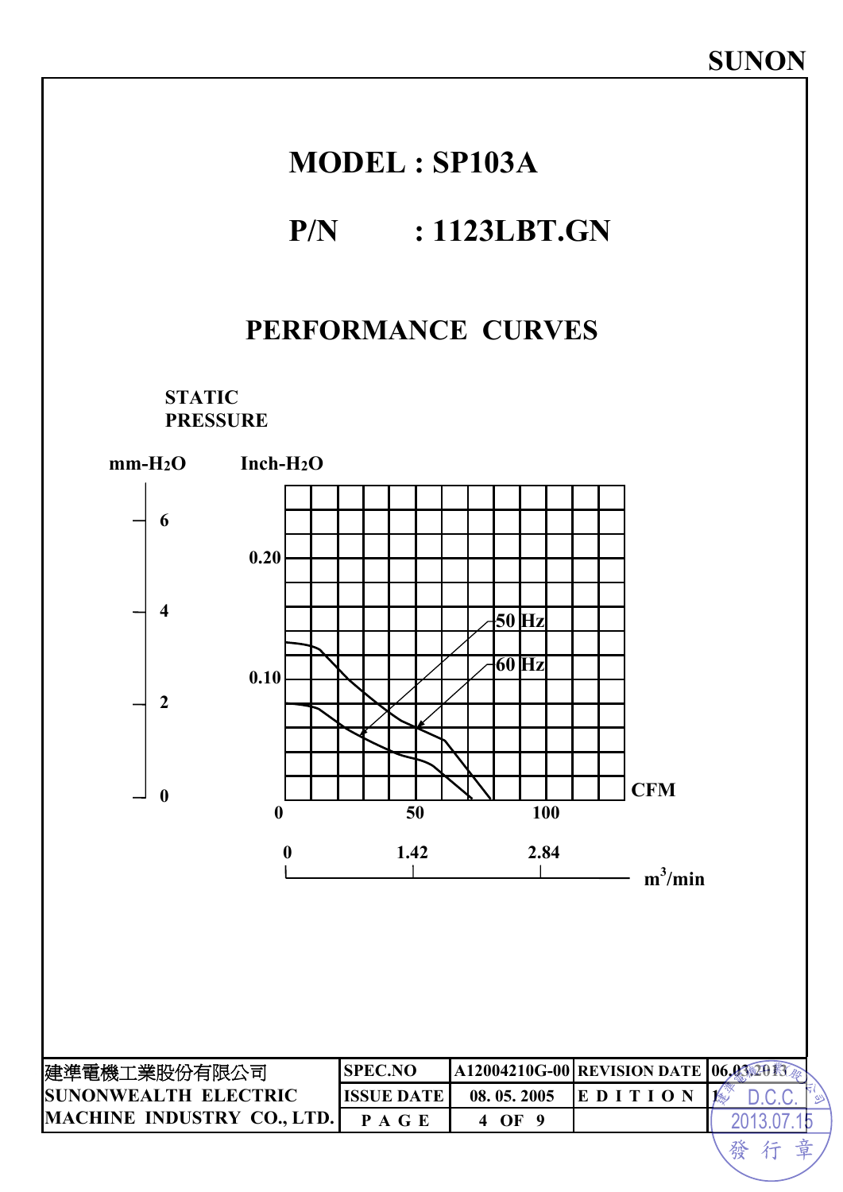**SUNON**

# MODEL : SP103A

# P/N : 1123LBT.GN

## PERFORMANCE CURVES

STATIC PRESSURE

mm-$H_2O$ &nbsp;&nbsp;&nbsp; Inch-$H_2O$

6 &nbsp; 0.20

4 &nbsp; 50 Hz

2 &nbsp; 0.10 &nbsp; 60 Hz

0 &nbsp; 0 &nbsp; 50 &nbsp; 100 &nbsp; CFM

0 &nbsp; 1.42 &nbsp; 2.84 &nbsp; $m^3$/min

| 建準電機工業股份有限公司 SUNONWEALTH ELECTRIC MACHINE INDUSTRY CO., LTD. | SPEC.NO | A12004210G-00 | REVISION DATE | 06.03.2013 |
|---|---|---|---|---|
| | ISSUE DATE | 08. 05. 2005 | EDITION | 1 |
| | PAGE | 4 OF 9 | | |

D.C.C. 2013.07.15 發行章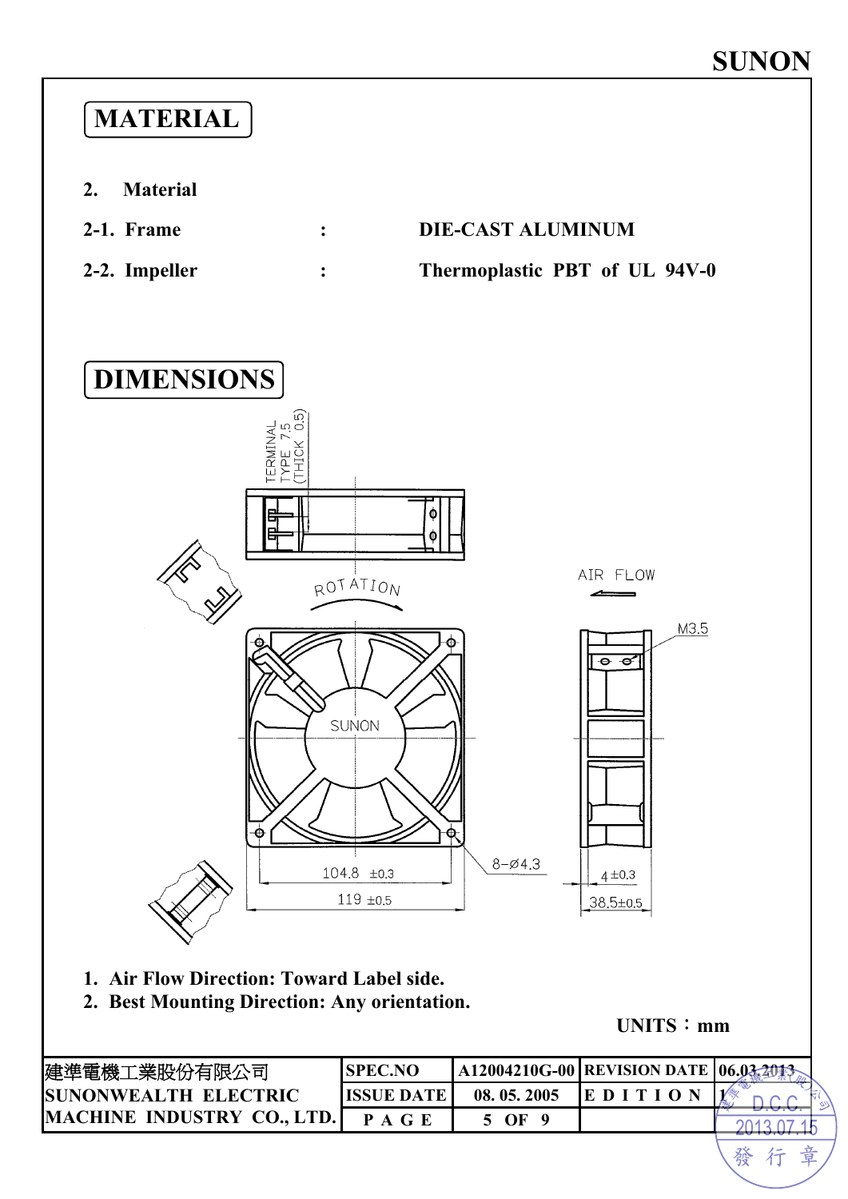## MATERIAL

**2. Material**

**2-1. Frame : DIE-CAST ALUMINUM**

**2-2. Impeller : Thermoplastic PBT of UL 94V-0**

## DIMENSIONS

TERMINAL TYPE 7.5 (THICK 0.5)

ROTATION

AIR FLOW

SUNON

M3.5

8–Ø4.3

104.8 ±0.3

119 ±0.5

4 ±0.3

38.5±0.5

1. **Air Flow Direction: Toward Label side.**
2. **Best Mounting Direction: Any orientation.**

**UNITS：mm**

| 建準電機工業股份有限公司 SUNONWEALTH ELECTRIC MACHINE INDUSTRY CO., LTD. | SPEC.NO | A12004210G-00 | REVISION DATE | 06.03.2013 |
|---|---|---|---|---|
| | ISSUE DATE | 08. 05. 2005 | EDITION | 1 |
| | PAGE | 5 OF 9 | | |

建準電機工業(股)公司 D.C.C. 2013.07.15 發行章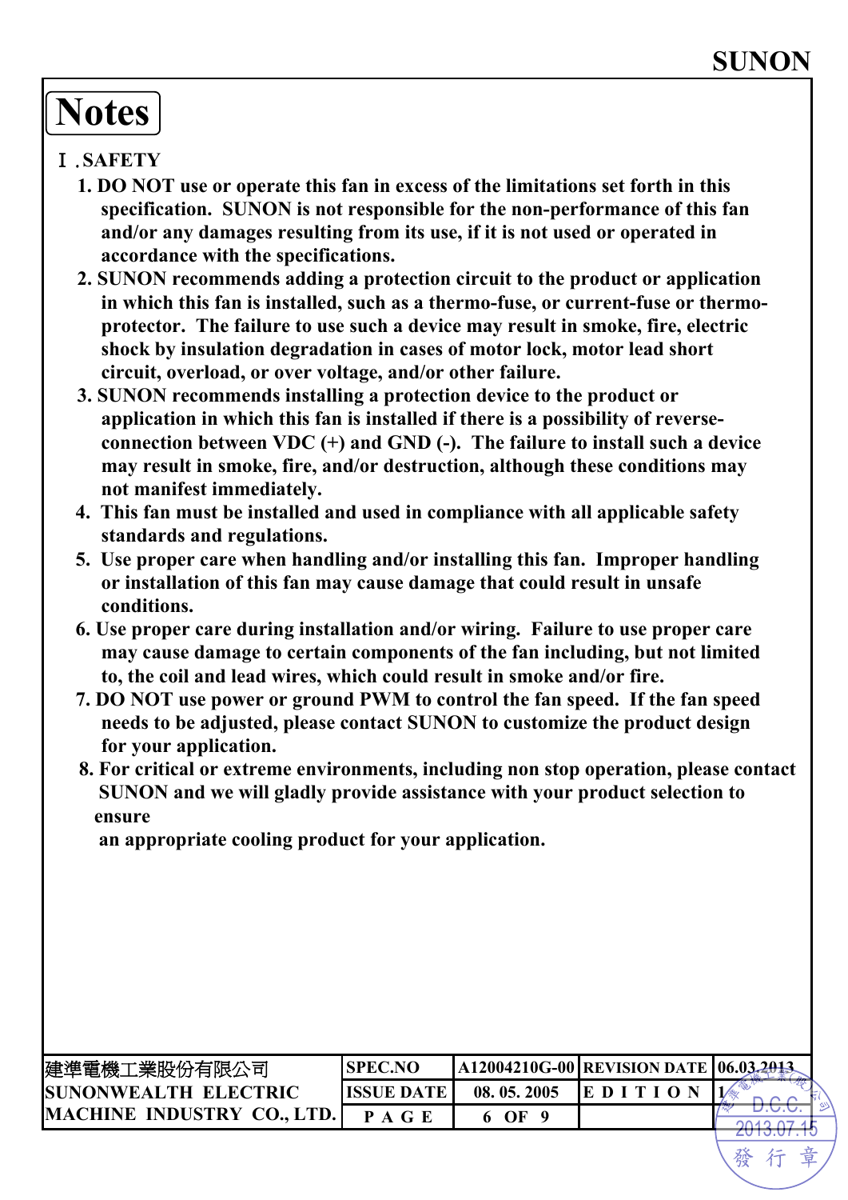# Notes

## Ⅰ.SAFETY

1. DO NOT use or operate this fan in excess of the limitations set forth in this specification. SUNON is not responsible for the non-performance of this fan and/or any damages resulting from its use, if it is not used or operated in accordance with the specifications.
2. SUNON recommends adding a protection circuit to the product or application in which this fan is installed, such as a thermo-fuse, or current-fuse or thermo-protector. The failure to use such a device may result in smoke, fire, electric shock by insulation degradation in cases of motor lock, motor lead short circuit, overload, or over voltage, and/or other failure.
3. SUNON recommends installing a protection device to the product or application in which this fan is installed if there is a possibility of reverse-connection between VDC (+) and GND (-). The failure to install such a device may result in smoke, fire, and/or destruction, although these conditions may not manifest immediately.
4. This fan must be installed and used in compliance with all applicable safety standards and regulations.
5. Use proper care when handling and/or installing this fan. Improper handling or installation of this fan may cause damage that could result in unsafe conditions.
6. Use proper care during installation and/or wiring. Failure to use proper care may cause damage to certain components of the fan including, but not limited to, the coil and lead wires, which could result in smoke and/or fire.
7. DO NOT use power or ground PWM to control the fan speed. If the fan speed needs to be adjusted, please contact SUNON to customize the product design for your application.
8. For critical or extreme environments, including non stop operation, please contact SUNON and we will gladly provide assistance with your product selection to ensure an appropriate cooling product for your application.

| 建準電機工業股份有限公司 SUNONWEALTH ELECTRIC MACHINE INDUSTRY CO., LTD. | SPEC.NO | A12004210G-00 | REVISION DATE | 06.03.2013 |
|---|---|---|---|---|
| | ISSUE DATE | 08. 05. 2005 | EDITION | 1 |
| | PAGE | 6 OF 9 | | |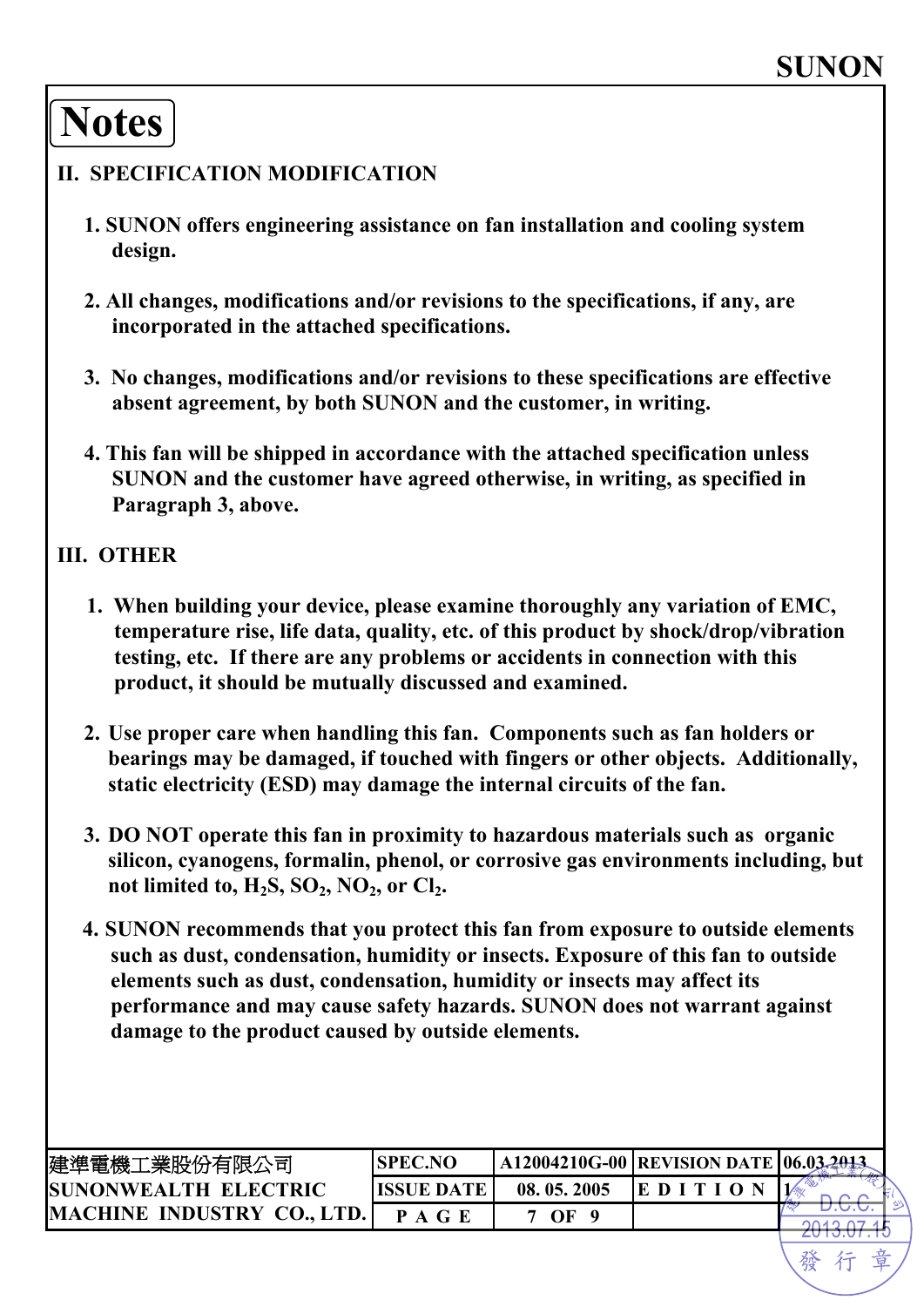# Notes

## II. SPECIFICATION MODIFICATION

1. SUNON offers engineering assistance on fan installation and cooling system design.

2. All changes, modifications and/or revisions to the specifications, if any, are incorporated in the attached specifications.

3. No changes, modifications and/or revisions to these specifications are effective absent agreement, by both SUNON and the customer, in writing.

4. This fan will be shipped in accordance with the attached specification unless SUNON and the customer have agreed otherwise, in writing, as specified in Paragraph 3, above.

## III. OTHER

1. When building your device, please examine thoroughly any variation of EMC, temperature rise, life data, quality, etc. of this product by shock/drop/vibration testing, etc. If there are any problems or accidents in connection with this product, it should be mutually discussed and examined.

2. Use proper care when handling this fan. Components such as fan holders or bearings may be damaged, if touched with fingers or other objects. Additionally, static electricity (ESD) may damage the internal circuits of the fan.

3. DO NOT operate this fan in proximity to hazardous materials such as organic silicon, cyanogens, formalin, phenol, or corrosive gas environments including, but not limited to, $H_2S$, $SO_2$, $NO_2$, or $Cl_2$.

4. SUNON recommends that you protect this fan from exposure to outside elements such as dust, condensation, humidity or insects. Exposure of this fan to outside elements such as dust, condensation, humidity or insects may affect its performance and may cause safety hazards. SUNON does not warrant against damage to the product caused by outside elements.

| 建準電機工業股份有限公司 SUNONWEALTH ELECTRIC MACHINE INDUSTRY CO., LTD. | SPEC.NO | A12004210G-00 | REVISION DATE | 06.03.2013 |
|---|---|---|---|---|
| | ISSUE DATE | 08. 05. 2005 | EDITION | 1 |
| | PAGE | 7 OF 9 | | |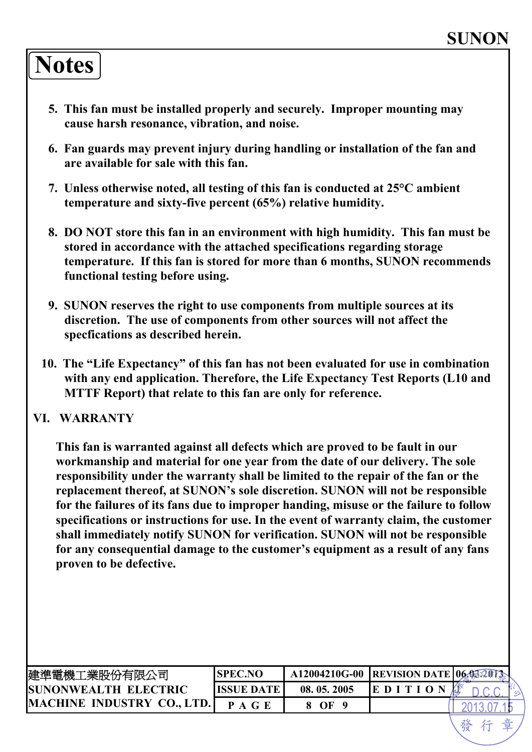# Notes

5. This fan must be installed properly and securely. Improper mounting may cause harsh resonance, vibration, and noise.

6. Fan guards may prevent injury during handling or installation of the fan and are available for sale with this fan.

7. Unless otherwise noted, all testing of this fan is conducted at 25°C ambient temperature and sixty-five percent (65%) relative humidity.

8. DO NOT store this fan in an environment with high humidity. This fan must be stored in accordance with the attached specifications regarding storage temperature. If this fan is stored for more than 6 months, SUNON recommends functional testing before using.

9. SUNON reserves the right to use components from multiple sources at its discretion. The use of components from other sources will not affect the specfications as described herein.

10. The "Life Expectancy" of this fan has not been evaluated for use in combination with any end application. Therefore, the Life Expectancy Test Reports (L10 and MTTF Report) that relate to this fan are only for reference.

## VI. WARRANTY

This fan is warranted against all defects which are proved to be fault in our workmanship and material for one year from the date of our delivery. The sole responsibility under the warranty shall be limited to the repair of the fan or the replacement thereof, at SUNON's sole discretion. SUNON will not be responsible for the failures of its fans due to improper handing, misuse or the failure to follow specifications or instructions for use. In the event of warranty claim, the customer shall immediately notify SUNON for verification. SUNON will not be responsible for any consequential damage to the customer's equipment as a result of any fans proven to be defective.

| 建準電機工業股份有限公司 SUNONWEALTH ELECTRIC MACHINE INDUSTRY CO., LTD. | SPEC.NO | A12004210G-00 | REVISION DATE | 06.03.2013 |
|---|---|---|---|---|
| | ISSUE DATE | 08. 05. 2005 | EDITION | 1 |
| | PAGE | 8 OF 9 | | |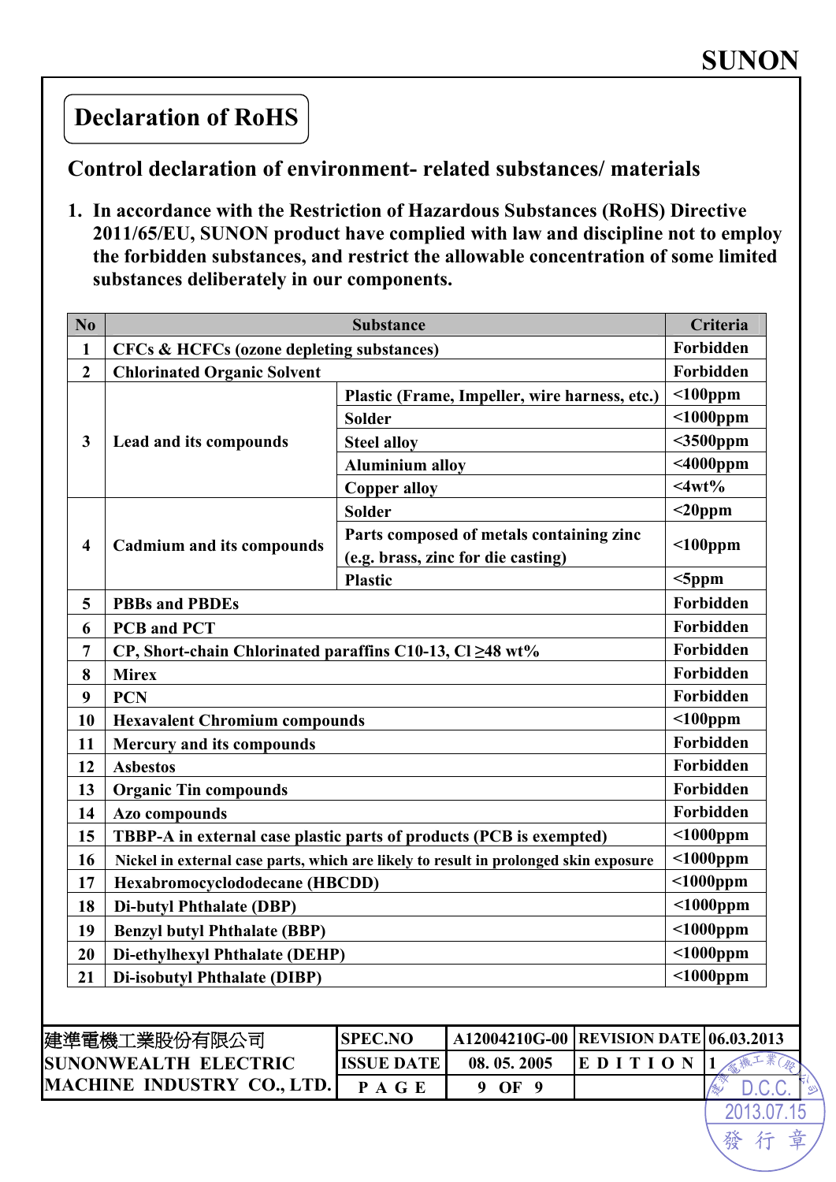# Declaration of RoHS

## Control declaration of environment- related substances/ materials

1. In accordance with the Restriction of Hazardous Substances (RoHS) Directive 2011/65/EU, SUNON product have complied with law and discipline not to employ the forbidden substances, and restrict the allowable concentration of some limited substances deliberately in our components.

| No | Substance | | Criteria |
|---|---|---|---|
| 1 | CFCs & HCFCs (ozone depleting substances) | | Forbidden |
| 2 | Chlorinated Organic Solvent | | Forbidden |
| 3 | Lead and its compounds | Plastic (Frame, Impeller, wire harness, etc.) | <100ppm |
| | | Solder | <1000ppm |
| | | Steel alloy | <3500ppm |
| | | Aluminium alloy | <4000ppm |
| | | Copper alloy | <4wt% |
| 4 | Cadmium and its compounds | Solder | <20ppm |
| | | Parts composed of metals containing zinc (e.g. brass, zinc for die casting) | <100ppm |
| | | Plastic | <5ppm |
| 5 | PBBs and PBDEs | | Forbidden |
| 6 | PCB and PCT | | Forbidden |
| 7 | CP, Short-chain Chlorinated paraffins C10-13, Cl ≥48 wt% | | Forbidden |
| 8 | Mirex | | Forbidden |
| 9 | PCN | | Forbidden |
| 10 | Hexavalent Chromium compounds | | <100ppm |
| 11 | Mercury and its compounds | | Forbidden |
| 12 | Asbestos | | Forbidden |
| 13 | Organic Tin compounds | | Forbidden |
| 14 | Azo compounds | | Forbidden |
| 15 | TBBP-A in external case plastic parts of products (PCB is exempted) | | <1000ppm |
| 16 | Nickel in external case parts, which are likely to result in prolonged skin exposure | | <1000ppm |
| 17 | Hexabromocyclododecane (HBCDD) | | <1000ppm |
| 18 | Di-butyl Phthalate (DBP) | | <1000ppm |
| 19 | Benzyl butyl Phthalate (BBP) | | <1000ppm |
| 20 | Di-ethylhexyl Phthalate (DEHP) | | <1000ppm |
| 21 | Di-isobutyl Phthalate (DIBP) | | <1000ppm |

| | | | | | |
|---|---|---|---|---|---|
| 建準電機工業股份有限公司 SUNONWEALTH ELECTRIC MACHINE INDUSTRY CO., LTD. | SPEC.NO | A12004210G-00 | REVISION DATE | 06.03.2013 |
| | ISSUE DATE | 08. 05. 2005 | EDITION | 1 |
| | PAGE | 9 OF 9 | | |

建準電機工業(股)公司 D.C.C. 2013.07.15 發行章